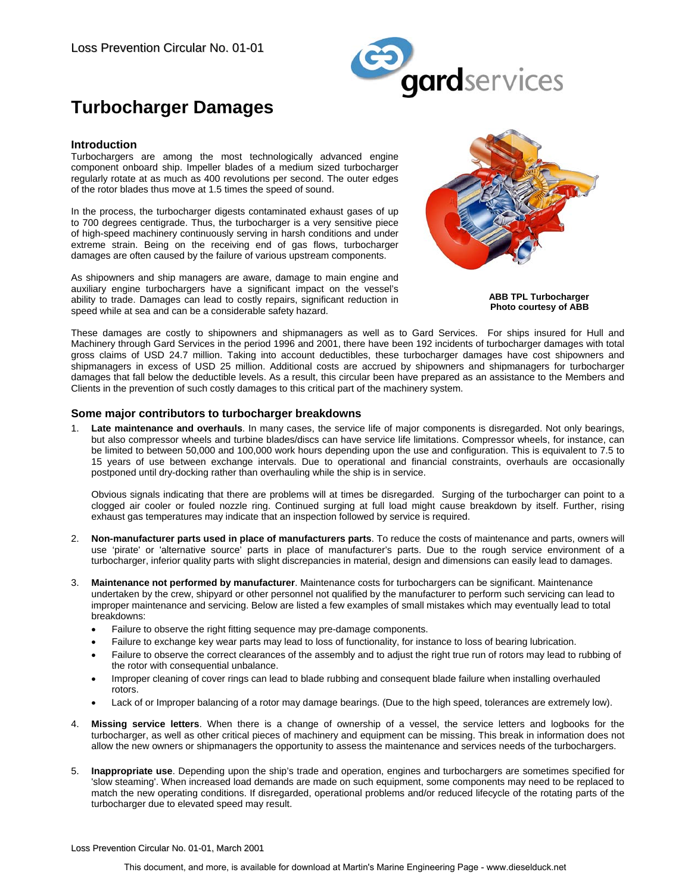Loss Prevention Circular No. 01-01

# Turbocharger Damages

## Introduction

Turbochargers are among the most technologically advanced engine component onboard ship. Impeller blades of a medium sized turbocharger regularly rotate at as much as 400 revolutions per second. The outer edges of the rotor blades thus move at 1.5 times the speed of sound.

In the process, the turbocharger digests contaminated exhaust gases of up to 700 degrees centigrade. Thus, the turbocharger is a very sensitive piece of high-speed machinery continuously serving in harsh conditions and under extreme strain. Being on the receiving end of gas flows, turbocharger damages are often caused by the failure of various upstream components.

As shipowners and ship managers are aware, damage to main engine and auxiliary engine turbochargers have a significant impact on the vessel's ability to trade. Damages can lead to costly repairs, significant reduction in speed while at sea and can be a considerable safety hazard.

**ABB TPL Turbocharger**
**Photo courtesy of ABB**

These damages are costly to shipowners and shipmanagers as well as to Gard Services. For ships insured for Hull and Machinery through Gard Services in the period 1996 and 2001, there have been 192 incidents of turbocharger damages with total gross claims of USD 24.7 million. Taking into account deductibles, these turbocharger damages have cost shipowners and shipmanagers in excess of USD 25 million. Additional costs are accrued by shipowners and shipmanagers for turbocharger damages that fall below the deductible levels. As a result, this circular been have prepared as an assistance to the Members and Clients in the prevention of such costly damages to this critical part of the machinery system.

## Some major contributors to turbocharger breakdowns

1. **Late maintenance and overhauls**. In many cases, the service life of major components is disregarded. Not only bearings, but also compressor wheels and turbine blades/discs can have service life limitations. Compressor wheels, for instance, can be limited to between 50,000 and 100,000 work hours depending upon the use and configuration. This is equivalent to 7.5 to 15 years of use between exchange intervals. Due to operational and financial constraints, overhauls are occasionally postponed until dry-docking rather than overhauling while the ship is in service.

   Obvious signals indicating that there are problems will at times be disregarded. Surging of the turbocharger can point to a clogged air cooler or fouled nozzle ring. Continued surging at full load might cause breakdown by itself. Further, rising exhaust gas temperatures may indicate that an inspection followed by service is required.

2. **Non-manufacturer parts used in place of manufacturers parts**. To reduce the costs of maintenance and parts, owners will use 'pirate' or 'alternative source' parts in place of manufacturer's parts. Due to the rough service environment of a turbocharger, inferior quality parts with slight discrepancies in material, design and dimensions can easily lead to damages.

3. **Maintenance not performed by manufacturer**. Maintenance costs for turbochargers can be significant. Maintenance undertaken by the crew, shipyard or other personnel not qualified by the manufacturer to perform such servicing can lead to improper maintenance and servicing. Below are listed a few examples of small mistakes which may eventually lead to total breakdowns:
   - Failure to observe the right fitting sequence may pre-damage components.
   - Failure to exchange key wear parts may lead to loss of functionality, for instance to loss of bearing lubrication.
   - Failure to observe the correct clearances of the assembly and to adjust the right true run of rotors may lead to rubbing of the rotor with consequential unbalance.
   - Improper cleaning of cover rings can lead to blade rubbing and consequent blade failure when installing overhauled rotors.
   - Lack of or Improper balancing of a rotor may damage bearings. (Due to the high speed, tolerances are extremely low).

4. **Missing service letters**. When there is a change of ownership of a vessel, the service letters and logbooks for the turbocharger, as well as other critical pieces of machinery and equipment can be missing. This break in information does not allow the new owners or shipmanagers the opportunity to assess the maintenance and services needs of the turbochargers.

5. **Inappropriate use**. Depending upon the ship's trade and operation, engines and turbochargers are sometimes specified for 'slow steaming'. When increased load demands are made on such equipment, some components may need to be replaced to match the new operating conditions. If disregarded, operational problems and/or reduced lifecycle of the rotating parts of the turbocharger due to elevated speed may result.

Loss Prevention Circular No. 01-01, March 2001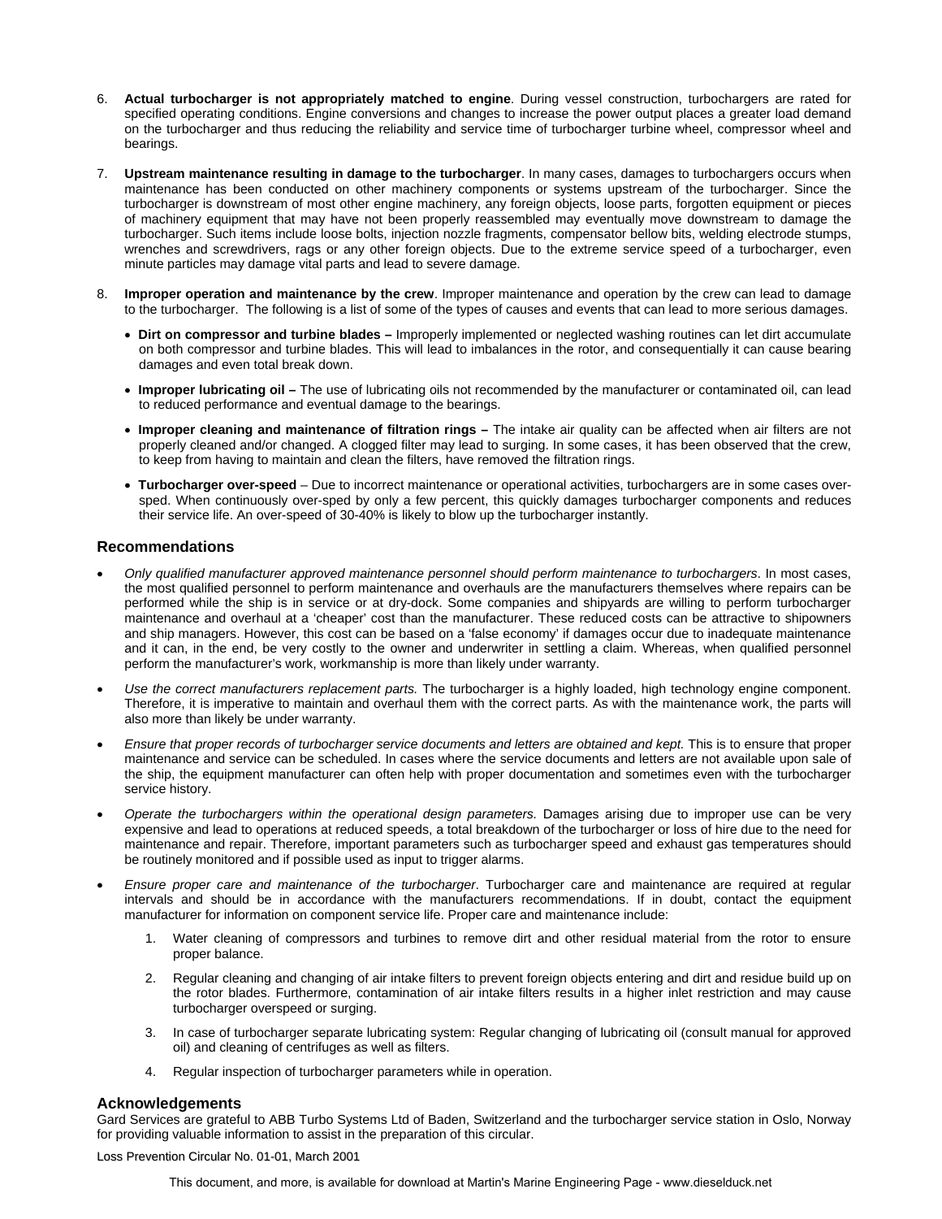6. **Actual turbocharger is not appropriately matched to engine**. During vessel construction, turbochargers are rated for specified operating conditions. Engine conversions and changes to increase the power output places a greater load demand on the turbocharger and thus reducing the reliability and service time of turbocharger turbine wheel, compressor wheel and bearings.

7. **Upstream maintenance resulting in damage to the turbocharger**. In many cases, damages to turbochargers occurs when maintenance has been conducted on other machinery components or systems upstream of the turbocharger. Since the turbocharger is downstream of most other engine machinery, any foreign objects, loose parts, forgotten equipment or pieces of machinery equipment that may have not been properly reassembled may eventually move downstream to damage the turbocharger. Such items include loose bolts, injection nozzle fragments, compensator bellow bits, welding electrode stumps, wrenches and screwdrivers, rags or any other foreign objects. Due to the extreme service speed of a turbocharger, even minute particles may damage vital parts and lead to severe damage.

8. **Improper operation and maintenance by the crew**. Improper maintenance and operation by the crew can lead to damage to the turbocharger. The following is a list of some of the types of causes and events that can lead to more serious damages.

   - **Dirt on compressor and turbine blades –** Improperly implemented or neglected washing routines can let dirt accumulate on both compressor and turbine blades. This will lead to imbalances in the rotor, and consequentially it can cause bearing damages and even total break down.
   - **Improper lubricating oil –** The use of lubricating oils not recommended by the manufacturer or contaminated oil, can lead to reduced performance and eventual damage to the bearings.
   - **Improper cleaning and maintenance of filtration rings –** The intake air quality can be affected when air filters are not properly cleaned and/or changed. A clogged filter may lead to surging. In some cases, it has been observed that the crew, to keep from having to maintain and clean the filters, have removed the filtration rings.
   - **Turbocharger over-speed** – Due to incorrect maintenance or operational activities, turbochargers are in some cases over-sped. When continuously over-sped by only a few percent, this quickly damages turbocharger components and reduces their service life. An over-speed of 30-40% is likely to blow up the turbocharger instantly.

## Recommendations

- *Only qualified manufacturer approved maintenance personnel should perform maintenance to turbochargers*. In most cases, the most qualified personnel to perform maintenance and overhauls are the manufacturers themselves where repairs can be performed while the ship is in service or at dry-dock. Some companies and shipyards are willing to perform turbocharger maintenance and overhaul at a 'cheaper' cost than the manufacturer. These reduced costs can be attractive to shipowners and ship managers. However, this cost can be based on a 'false economy' if damages occur due to inadequate maintenance and it can, in the end, be very costly to the owner and underwriter in settling a claim. Whereas, when qualified personnel perform the manufacturer's work, workmanship is more than likely under warranty.
- *Use the correct manufacturers replacement parts.* The turbocharger is a highly loaded, high technology engine component. Therefore, it is imperative to maintain and overhaul them with the correct parts. As with the maintenance work, the parts will also more than likely be under warranty.
- *Ensure that proper records of turbocharger service documents and letters are obtained and kept.* This is to ensure that proper maintenance and service can be scheduled. In cases where the service documents and letters are not available upon sale of the ship, the equipment manufacturer can often help with proper documentation and sometimes even with the turbocharger service history.
- *Operate the turbochargers within the operational design parameters.* Damages arising due to improper use can be very expensive and lead to operations at reduced speeds, a total breakdown of the turbocharger or loss of hire due to the need for maintenance and repair. Therefore, important parameters such as turbocharger speed and exhaust gas temperatures should be routinely monitored and if possible used as input to trigger alarms.
- *Ensure proper care and maintenance of the turbocharger*. Turbocharger care and maintenance are required at regular intervals and should be in accordance with the manufacturers recommendations. If in doubt, contact the equipment manufacturer for information on component service life. Proper care and maintenance include:
  1. Water cleaning of compressors and turbines to remove dirt and other residual material from the rotor to ensure proper balance.
  2. Regular cleaning and changing of air intake filters to prevent foreign objects entering and dirt and residue build up on the rotor blades. Furthermore, contamination of air intake filters results in a higher inlet restriction and may cause turbocharger overspeed or surging.
  3. In case of turbocharger separate lubricating system: Regular changing of lubricating oil (consult manual for approved oil) and cleaning of centrifuges as well as filters.
  4. Regular inspection of turbocharger parameters while in operation.

## Acknowledgements

Gard Services are grateful to ABB Turbo Systems Ltd of Baden, Switzerland and the turbocharger service station in Oslo, Norway for providing valuable information to assist in the preparation of this circular.

Loss Prevention Circular No. 01-01, March 2001